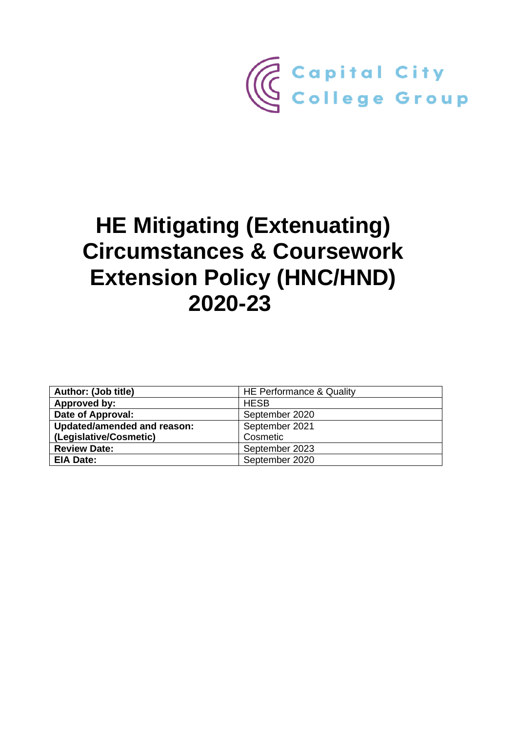Capital City College Group

# HE Mitigating (Extenuating) Circumstances & Coursework Extension Policy (HNC/HND) 2020-23

| **Author: (Job title)** | HE Performance & Quality |
|---|---|
| **Approved by:** | HESB |
| **Date of Approval:** | September 2020 |
| **Updated/amended and reason: (Legislative/Cosmetic)** | September 2021 Cosmetic |
| **Review Date:** | September 2023 |
| **EIA Date:** | September 2020 |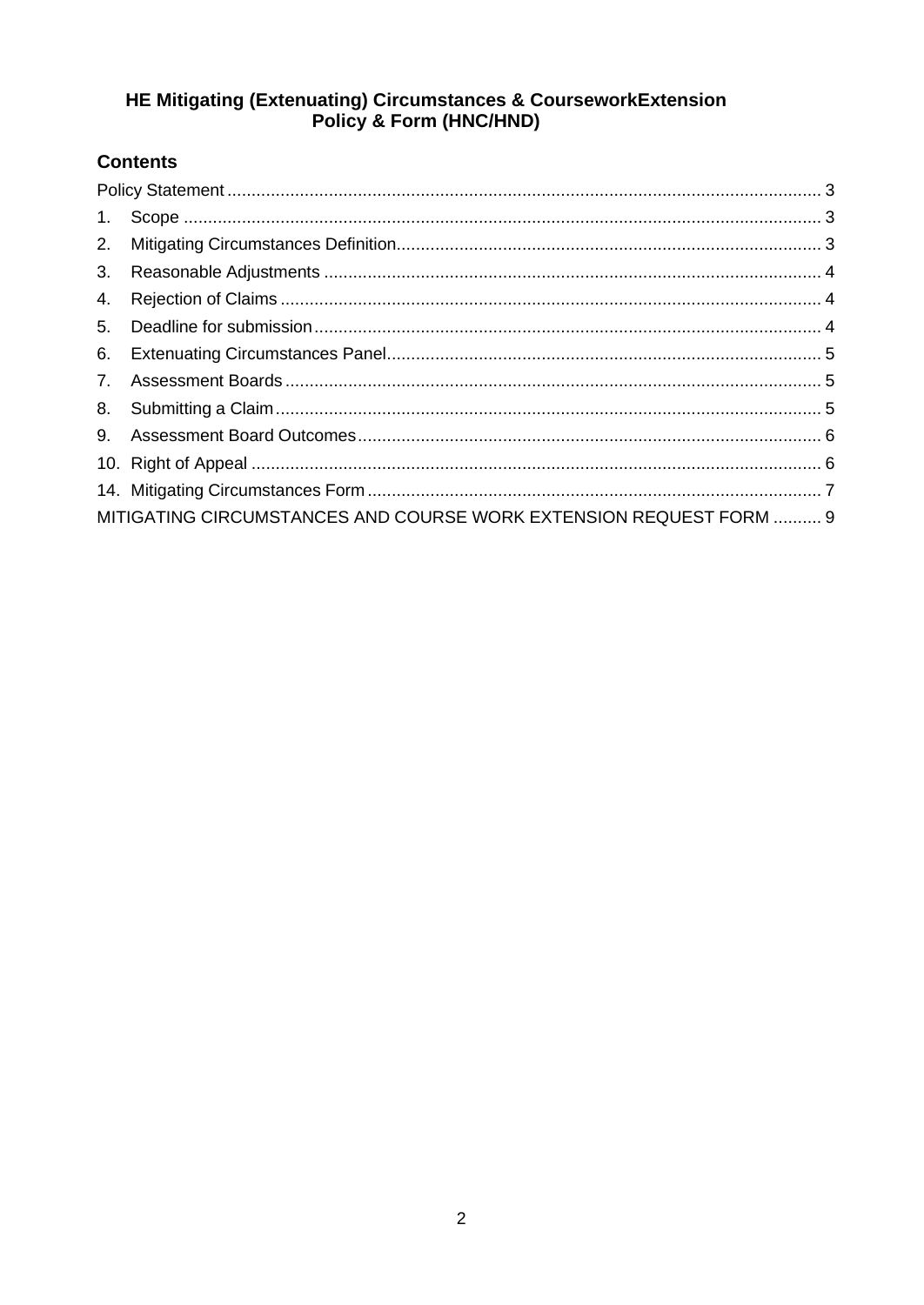# HE Mitigating (Extenuating) Circumstances & CourseworkExtension Policy & Form (HNC/HND)

## Contents

Policy Statement ........................................................................................................ 3

1. Scope ................................................................................................................. 3
2. Mitigating Circumstances Definition.................................................................... 3
3. Reasonable Adjustments .................................................................................... 4
4. Rejection of Claims ............................................................................................. 4
5. Deadline for submission ...................................................................................... 4
6. Extenuating Circumstances Panel....................................................................... 5
7. Assessment Boards ............................................................................................ 5
8. Submitting a Claim .............................................................................................. 5
9. Assessment Board Outcomes ............................................................................. 6
10. Right of Appeal ................................................................................................... 6

14. Mitigating Circumstances Form ........................................................................... 7

MITIGATING CIRCUMSTANCES AND COURSE WORK EXTENSION REQUEST FORM .......... 9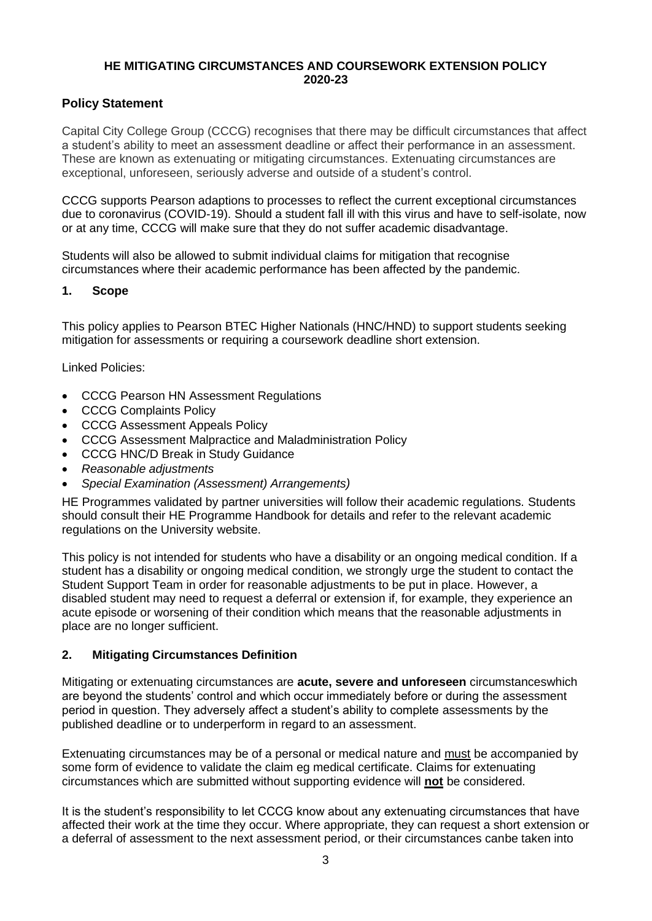**HE MITIGATING CIRCUMSTANCES AND COURSEWORK EXTENSION POLICY 2020-23**

## Policy Statement

Capital City College Group (CCCG) recognises that there may be difficult circumstances that affect a student's ability to meet an assessment deadline or affect their performance in an assessment. These are known as extenuating or mitigating circumstances. Extenuating circumstances are exceptional, unforeseen, seriously adverse and outside of a student's control.

CCCG supports Pearson adaptions to processes to reflect the current exceptional circumstances due to coronavirus (COVID-19). Should a student fall ill with this virus and have to self-isolate, now or at any time, CCCG will make sure that they do not suffer academic disadvantage.

Students will also be allowed to submit individual claims for mitigation that recognise circumstances where their academic performance has been affected by the pandemic.

## 1. Scope

This policy applies to Pearson BTEC Higher Nationals (HNC/HND) to support students seeking mitigation for assessments or requiring a coursework deadline short extension.

Linked Policies:

- CCCG Pearson HN Assessment Regulations
- CCCG Complaints Policy
- CCCG Assessment Appeals Policy
- CCCG Assessment Malpractice and Maladministration Policy
- CCCG HNC/D Break in Study Guidance
- *Reasonable adjustments*
- *Special Examination (Assessment) Arrangements)*

HE Programmes validated by partner universities will follow their academic regulations. Students should consult their HE Programme Handbook for details and refer to the relevant academic regulations on the University website.

This policy is not intended for students who have a disability or an ongoing medical condition. If a student has a disability or ongoing medical condition, we strongly urge the student to contact the Student Support Team in order for reasonable adjustments to be put in place. However, a disabled student may need to request a deferral or extension if, for example, they experience an acute episode or worsening of their condition which means that the reasonable adjustments in place are no longer sufficient.

## 2. Mitigating Circumstances Definition

Mitigating or extenuating circumstances are **acute, severe and unforeseen** circumstanceswhich are beyond the students' control and which occur immediately before or during the assessment period in question. They adversely affect a student's ability to complete assessments by the published deadline or to underperform in regard to an assessment.

Extenuating circumstances may be of a personal or medical nature and <u>must</u> be accompanied by some form of evidence to validate the claim eg medical certificate. Claims for extenuating circumstances which are submitted without supporting evidence will **<u>not</u>** be considered.

It is the student's responsibility to let CCCG know about any extenuating circumstances that have affected their work at the time they occur. Where appropriate, they can request a short extension or a deferral of assessment to the next assessment period, or their circumstances canbe taken into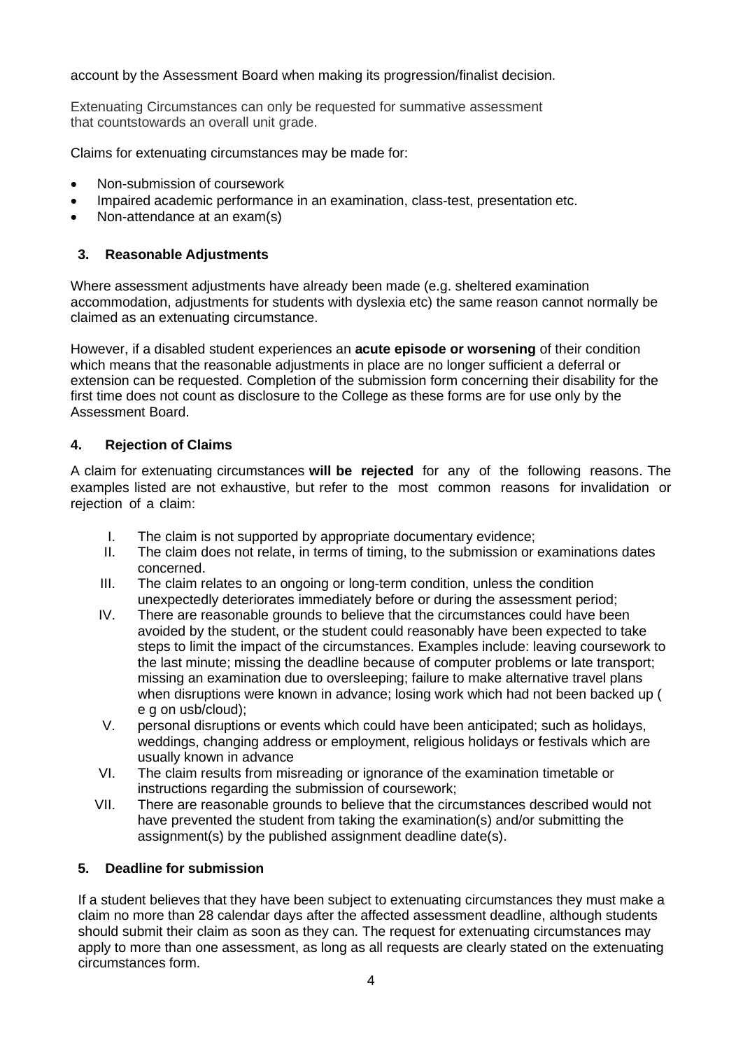account by the Assessment Board when making its progression/finalist decision.

Extenuating Circumstances can only be requested for summative assessment that countstowards an overall unit grade.

Claims for extenuating circumstances may be made for:

- Non-submission of coursework
- Impaired academic performance in an examination, class-test, presentation etc.
- Non-attendance at an exam(s)

## 3. Reasonable Adjustments

Where assessment adjustments have already been made (e.g. sheltered examination accommodation, adjustments for students with dyslexia etc) the same reason cannot normally be claimed as an extenuating circumstance.

However, if a disabled student experiences an **acute episode or worsening** of their condition which means that the reasonable adjustments in place are no longer sufficient a deferral or extension can be requested. Completion of the submission form concerning their disability for the first time does not count as disclosure to the College as these forms are for use only by the Assessment Board.

## 4. Rejection of Claims

A claim for extenuating circumstances **will be rejected** for any of the following reasons. The examples listed are not exhaustive, but refer to the most common reasons for invalidation or rejection of a claim:

I. The claim is not supported by appropriate documentary evidence;
II. The claim does not relate, in terms of timing, to the submission or examinations dates concerned.
III. The claim relates to an ongoing or long-term condition, unless the condition unexpectedly deteriorates immediately before or during the assessment period;
IV. There are reasonable grounds to believe that the circumstances could have been avoided by the student, or the student could reasonably have been expected to take steps to limit the impact of the circumstances. Examples include: leaving coursework to the last minute; missing the deadline because of computer problems or late transport; missing an examination due to oversleeping; failure to make alternative travel plans when disruptions were known in advance; losing work which had not been backed up ( e g on usb/cloud);
V. personal disruptions or events which could have been anticipated; such as holidays, weddings, changing address or employment, religious holidays or festivals which are usually known in advance
VI. The claim results from misreading or ignorance of the examination timetable or instructions regarding the submission of coursework;
VII. There are reasonable grounds to believe that the circumstances described would not have prevented the student from taking the examination(s) and/or submitting the assignment(s) by the published assignment deadline date(s).

## 5. Deadline for submission

If a student believes that they have been subject to extenuating circumstances they must make a claim no more than 28 calendar days after the affected assessment deadline, although students should submit their claim as soon as they can. The request for extenuating circumstances may apply to more than one assessment, as long as all requests are clearly stated on the extenuating circumstances form.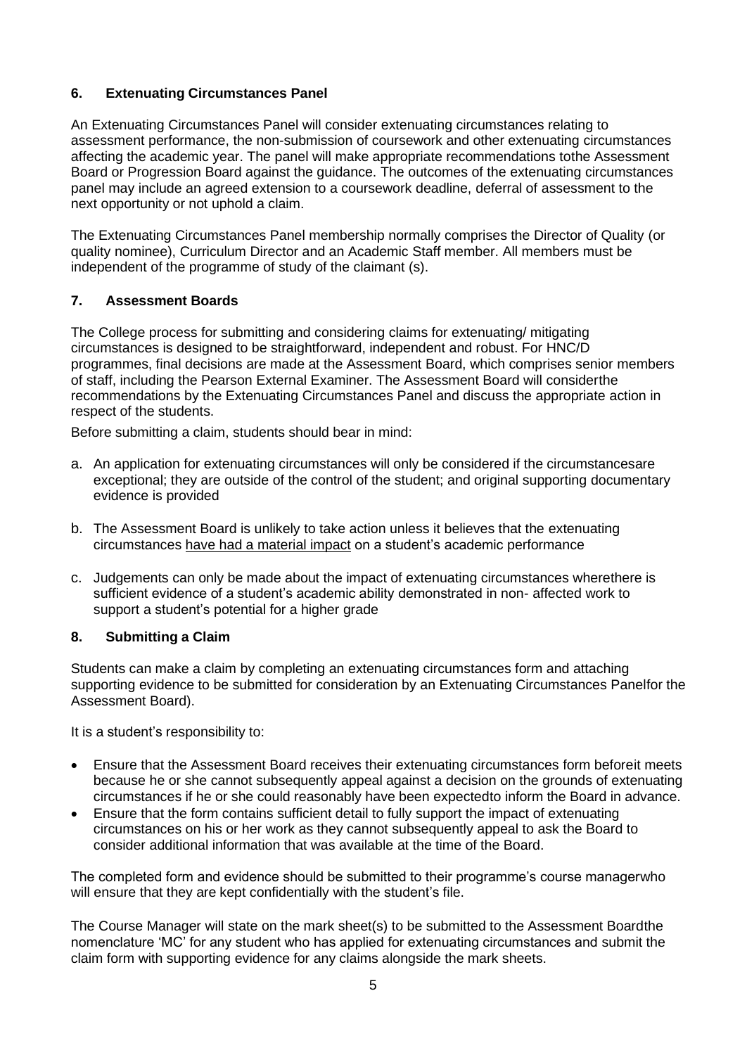## 6. Extenuating Circumstances Panel

An Extenuating Circumstances Panel will consider extenuating circumstances relating to assessment performance, the non-submission of coursework and other extenuating circumstances affecting the academic year. The panel will make appropriate recommendations tothe Assessment Board or Progression Board against the guidance. The outcomes of the extenuating circumstances panel may include an agreed extension to a coursework deadline, deferral of assessment to the next opportunity or not uphold a claim.

The Extenuating Circumstances Panel membership normally comprises the Director of Quality (or quality nominee), Curriculum Director and an Academic Staff member. All members must be independent of the programme of study of the claimant (s).

## 7. Assessment Boards

The College process for submitting and considering claims for extenuating/ mitigating circumstances is designed to be straightforward, independent and robust. For HNC/D programmes, final decisions are made at the Assessment Board, which comprises senior members of staff, including the Pearson External Examiner. The Assessment Board will considerthe recommendations by the Extenuating Circumstances Panel and discuss the appropriate action in respect of the students.

Before submitting a claim, students should bear in mind:

a. An application for extenuating circumstances will only be considered if the circumstancesare exceptional; they are outside of the control of the student; and original supporting documentary evidence is provided

b. The Assessment Board is unlikely to take action unless it believes that the extenuating circumstances <u>have had a material impact</u> on a student's academic performance

c. Judgements can only be made about the impact of extenuating circumstances wherethere is sufficient evidence of a student's academic ability demonstrated in non- affected work to support a student's potential for a higher grade

## 8. Submitting a Claim

Students can make a claim by completing an extenuating circumstances form and attaching supporting evidence to be submitted for consideration by an Extenuating Circumstances Panelfor the Assessment Board).

It is a student's responsibility to:

- Ensure that the Assessment Board receives their extenuating circumstances form beforeit meets because he or she cannot subsequently appeal against a decision on the grounds of extenuating circumstances if he or she could reasonably have been expectedto inform the Board in advance.
- Ensure that the form contains sufficient detail to fully support the impact of extenuating circumstances on his or her work as they cannot subsequently appeal to ask the Board to consider additional information that was available at the time of the Board.

The completed form and evidence should be submitted to their programme's course managerwho will ensure that they are kept confidentially with the student's file.

The Course Manager will state on the mark sheet(s) to be submitted to the Assessment Boardthe nomenclature 'MC' for any student who has applied for extenuating circumstances and submit the claim form with supporting evidence for any claims alongside the mark sheets.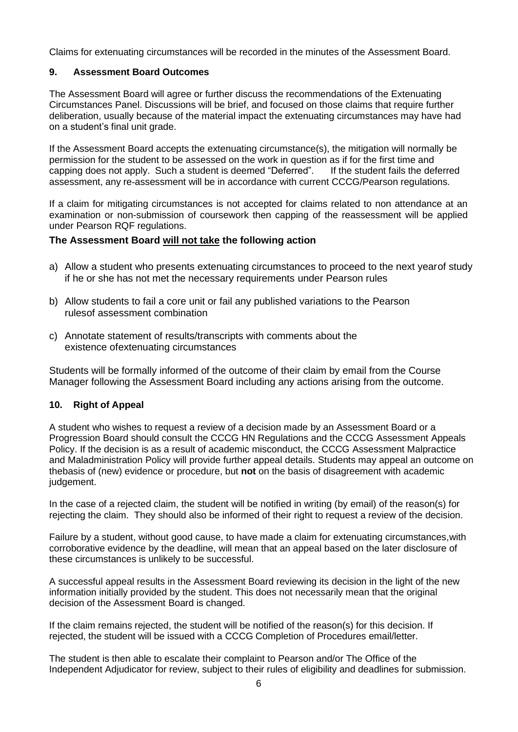Claims for extenuating circumstances will be recorded in the minutes of the Assessment Board.

### 9. Assessment Board Outcomes

The Assessment Board will agree or further discuss the recommendations of the Extenuating Circumstances Panel. Discussions will be brief, and focused on those claims that require further deliberation, usually because of the material impact the extenuating circumstances may have had on a student's final unit grade.

If the Assessment Board accepts the extenuating circumstance(s), the mitigation will normally be permission for the student to be assessed on the work in question as if for the first time and capping does not apply. Such a student is deemed "Deferred". If the student fails the deferred assessment, any re-assessment will be in accordance with current CCCG/Pearson regulations.

If a claim for mitigating circumstances is not accepted for claims related to non attendance at an examination or non-submission of coursework then capping of the reassessment will be applied under Pearson RQF regulations.

**The Assessment Board <u>will not take</u> the following action**

a) Allow a student who presents extenuating circumstances to proceed to the next yearof study if he or she has not met the necessary requirements under Pearson rules

b) Allow students to fail a core unit or fail any published variations to the Pearson rulesof assessment combination

c) Annotate statement of results/transcripts with comments about the existence ofextenuating circumstances

Students will be formally informed of the outcome of their claim by email from the Course Manager following the Assessment Board including any actions arising from the outcome.

### 10. Right of Appeal

A student who wishes to request a review of a decision made by an Assessment Board or a Progression Board should consult the CCCG HN Regulations and the CCCG Assessment Appeals Policy. If the decision is as a result of academic misconduct, the CCCG Assessment Malpractice and Maladministration Policy will provide further appeal details. Students may appeal an outcome on thebasis of (new) evidence or procedure, but **not** on the basis of disagreement with academic judgement.

In the case of a rejected claim, the student will be notified in writing (by email) of the reason(s) for rejecting the claim. They should also be informed of their right to request a review of the decision.

Failure by a student, without good cause, to have made a claim for extenuating circumstances,with corroborative evidence by the deadline, will mean that an appeal based on the later disclosure of these circumstances is unlikely to be successful.

A successful appeal results in the Assessment Board reviewing its decision in the light of the new information initially provided by the student. This does not necessarily mean that the original decision of the Assessment Board is changed.

If the claim remains rejected, the student will be notified of the reason(s) for this decision. If rejected, the student will be issued with a CCCG Completion of Procedures email/letter.

The student is then able to escalate their complaint to Pearson and/or The Office of the Independent Adjudicator for review, subject to their rules of eligibility and deadlines for submission.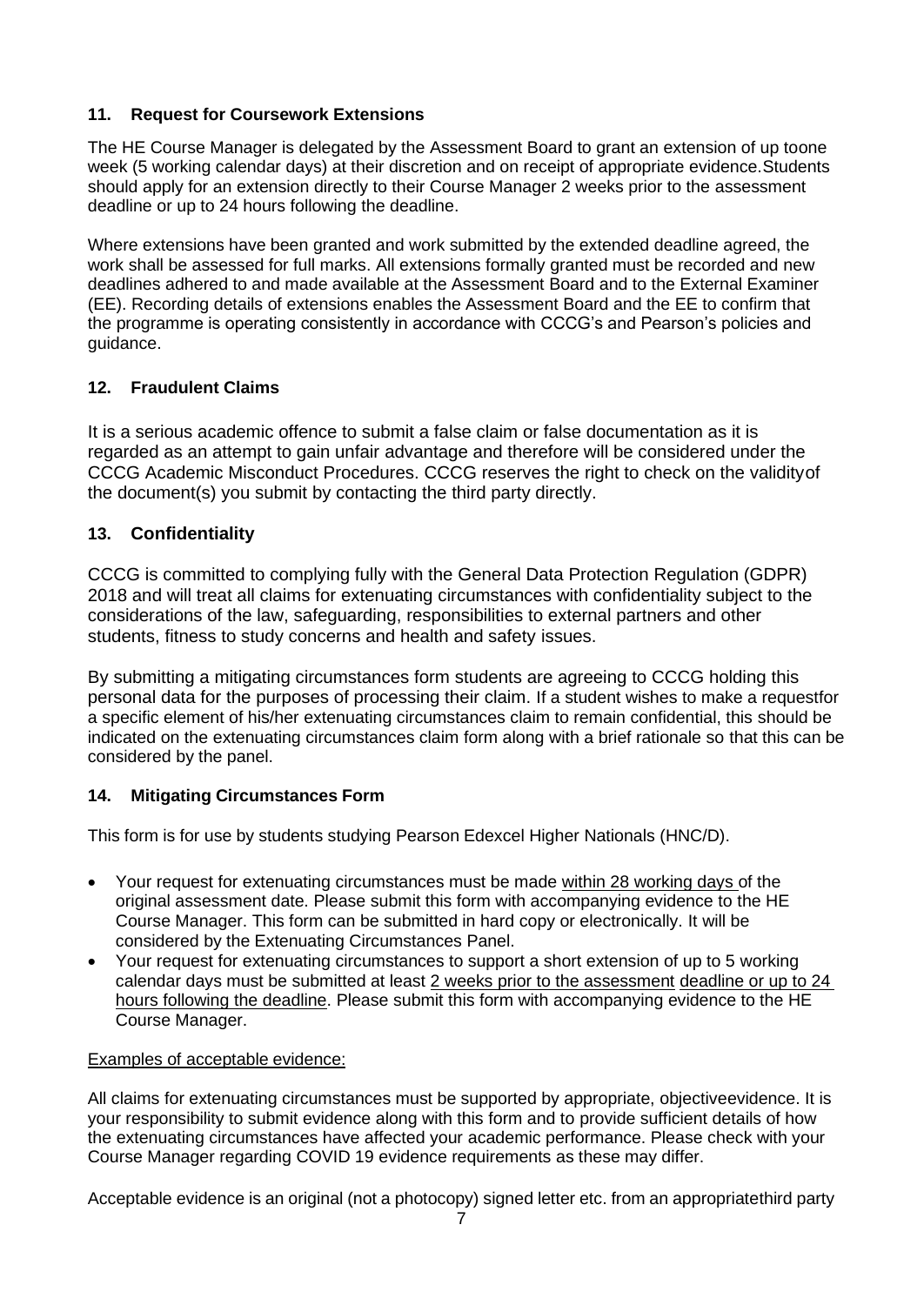### 11. Request for Coursework Extensions

The HE Course Manager is delegated by the Assessment Board to grant an extension of up toone week (5 working calendar days) at their discretion and on receipt of appropriate evidence.Students should apply for an extension directly to their Course Manager 2 weeks prior to the assessment deadline or up to 24 hours following the deadline.

Where extensions have been granted and work submitted by the extended deadline agreed, the work shall be assessed for full marks. All extensions formally granted must be recorded and new deadlines adhered to and made available at the Assessment Board and to the External Examiner (EE). Recording details of extensions enables the Assessment Board and the EE to confirm that the programme is operating consistently in accordance with CCCG's and Pearson's policies and guidance.

### 12. Fraudulent Claims

It is a serious academic offence to submit a false claim or false documentation as it is regarded as an attempt to gain unfair advantage and therefore will be considered under the CCCG Academic Misconduct Procedures. CCCG reserves the right to check on the validityof the document(s) you submit by contacting the third party directly.

### 13. Confidentiality

CCCG is committed to complying fully with the General Data Protection Regulation (GDPR) 2018 and will treat all claims for extenuating circumstances with confidentiality subject to the considerations of the law, safeguarding, responsibilities to external partners and other students, fitness to study concerns and health and safety issues.

By submitting a mitigating circumstances form students are agreeing to CCCG holding this personal data for the purposes of processing their claim. If a student wishes to make a requestfor a specific element of his/her extenuating circumstances claim to remain confidential, this should be indicated on the extenuating circumstances claim form along with a brief rationale so that this can be considered by the panel.

### 14. Mitigating Circumstances Form

This form is for use by students studying Pearson Edexcel Higher Nationals (HNC/D).

- Your request for extenuating circumstances must be made within 28 working days of the original assessment date. Please submit this form with accompanying evidence to the HE Course Manager. This form can be submitted in hard copy or electronically. It will be considered by the Extenuating Circumstances Panel.
- Your request for extenuating circumstances to support a short extension of up to 5 working calendar days must be submitted at least 2 weeks prior to the assessment deadline or up to 24 hours following the deadline. Please submit this form with accompanying evidence to the HE Course Manager.

Examples of acceptable evidence:

All claims for extenuating circumstances must be supported by appropriate, objectiveevidence. It is your responsibility to submit evidence along with this form and to provide sufficient details of how the extenuating circumstances have affected your academic performance. Please check with your Course Manager regarding COVID 19 evidence requirements as these may differ.

Acceptable evidence is an original (not a photocopy) signed letter etc. from an appropriatethird party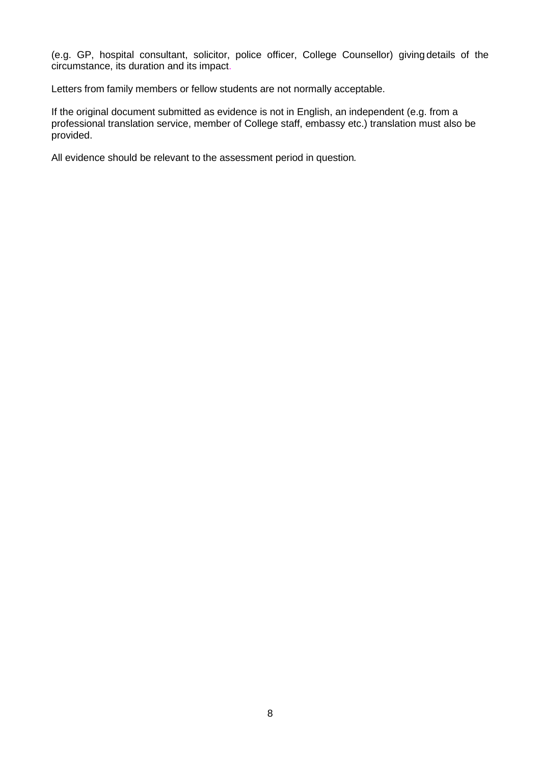(e.g. GP, hospital consultant, solicitor, police officer, College Counsellor) giving details of the circumstance, its duration and its impact.

Letters from family members or fellow students are not normally acceptable.

If the original document submitted as evidence is not in English, an independent (e.g. from a professional translation service, member of College staff, embassy etc.) translation must also be provided.

All evidence should be relevant to the assessment period in question.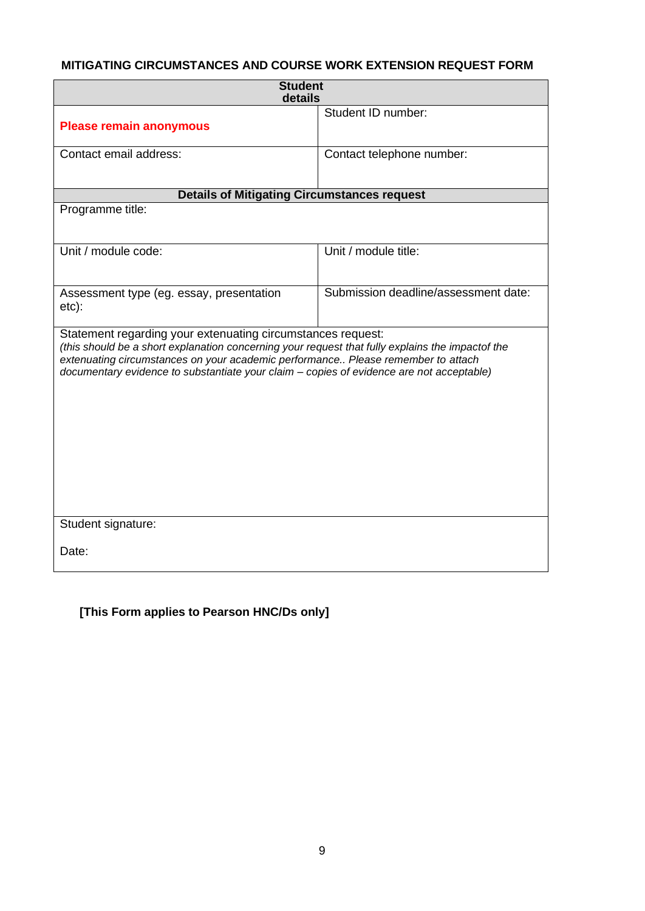## MITIGATING CIRCUMSTANCES AND COURSE WORK EXTENSION REQUEST FORM

| **Student details** | |
|---|---|
| **Please remain anonymous** | Student ID number: |
| Contact email address: | Contact telephone number: |
| **Details of Mitigating Circumstances request** | |
| Programme title: | |
| Unit / module code: | Unit / module title: |
| Assessment type (eg. essay, presentation etc): | Submission deadline/assessment date: |
| Statement regarding your extenuating circumstances request: *(this should be a short explanation concerning your request that fully explains the impactof the extenuating circumstances on your academic performance.. Please remember to attach documentary evidence to substantiate your claim – copies of evidence are not acceptable)* | |
| Student signature: Date: | |

**[This Form applies to Pearson HNC/Ds only]**